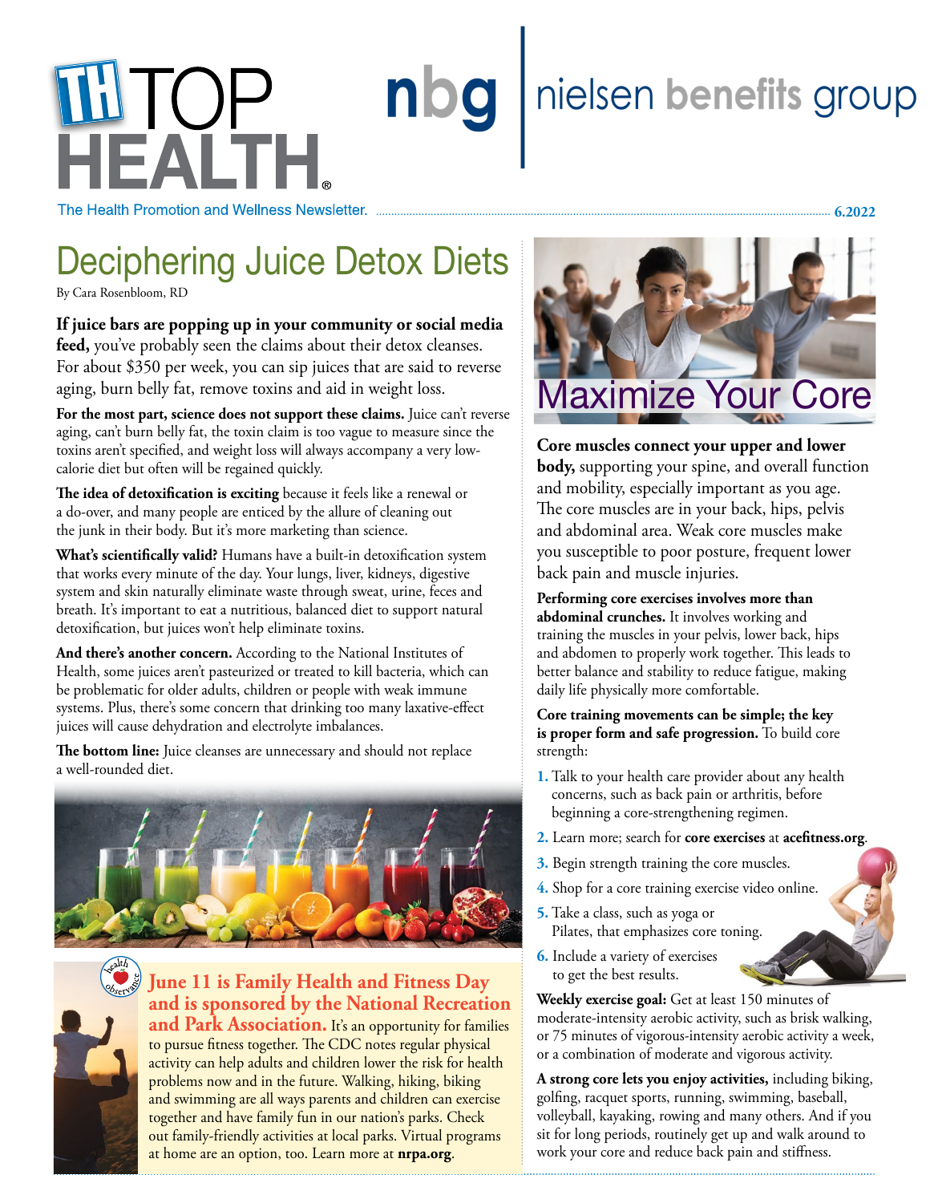# TOP HEALTH

**nbg | nielsen benefits group**

The Health Promotion and Wellness Newsletter. **6.2022**

## Deciphering Juice Detox Diets

By Cara Rosenbloom, RD

**If juice bars are popping up in your community or social media feed,** you've probably seen the claims about their detox cleanses. For about $350 per week, you can sip juices that are said to reverse aging, burn belly fat, remove toxins and aid in weight loss.

**For the most part, science does not support these claims.** Juice can't reverse aging, can't burn belly fat, the toxin claim is too vague to measure since the toxins aren't specified, and weight loss will always accompany a very low-calorie diet but often will be regained quickly.

**The idea of detoxification is exciting** because it feels like a renewal or a do-over, and many people are enticed by the allure of cleaning out the junk in their body. But it's more marketing than science.

**What's scientifically valid?** Humans have a built-in detoxification system that works every minute of the day. Your lungs, liver, kidneys, digestive system and skin naturally eliminate waste through sweat, urine, feces and breath. It's important to eat a nutritious, balanced diet to support natural detoxification, but juices won't help eliminate toxins.

**And there's another concern.** According to the National Institutes of Health, some juices aren't pasteurized or treated to kill bacteria, which can be problematic for older adults, children or people with weak immune systems. Plus, there's some concern that drinking too many laxative-effect juices will cause dehydration and electrolyte imbalances.

**The bottom line:** Juice cleanses are unnecessary and should not replace a well-rounded diet.

**June 11 is Family Health and Fitness Day and is sponsored by the National Recreation and Park Association.** It's an opportunity for families to pursue fitness together. The CDC notes regular physical activity can help adults and children lower the risk for health problems now and in the future. Walking, hiking, biking and swimming are all ways parents and children can exercise together and have family fun in our nation's parks. Check out family-friendly activities at local parks. Virtual programs at home are an option, too. Learn more at **nrpa.org**.

## Maximize Your Core

**Core muscles connect your upper and lower body,** supporting your spine, and overall function and mobility, especially important as you age. The core muscles are in your back, hips, pelvis and abdominal area. Weak core muscles make you susceptible to poor posture, frequent lower back pain and muscle injuries.

**Performing core exercises involves more than abdominal crunches.** It involves working and training the muscles in your pelvis, lower back, hips and abdomen to properly work together. This leads to better balance and stability to reduce fatigue, making daily life physically more comfortable.

**Core training movements can be simple; the key is proper form and safe progression.** To build core strength:

1. Talk to your health care provider about any health concerns, such as back pain or arthritis, before beginning a core-strengthening regimen.
2. Learn more; search for **core exercises** at **acefitness.org**.
3. Begin strength training the core muscles.
4. Shop for a core training exercise video online.
5. Take a class, such as yoga or Pilates, that emphasizes core toning.
6. Include a variety of exercises to get the best results.

**Weekly exercise goal:** Get at least 150 minutes of moderate-intensity aerobic activity, such as brisk walking, or 75 minutes of vigorous-intensity aerobic activity a week, or a combination of moderate and vigorous activity.

**A strong core lets you enjoy activities,** including biking, golfing, racquet sports, running, swimming, baseball, volleyball, kayaking, rowing and many others. And if you sit for long periods, routinely get up and walk around to work your core and reduce back pain and stiffness.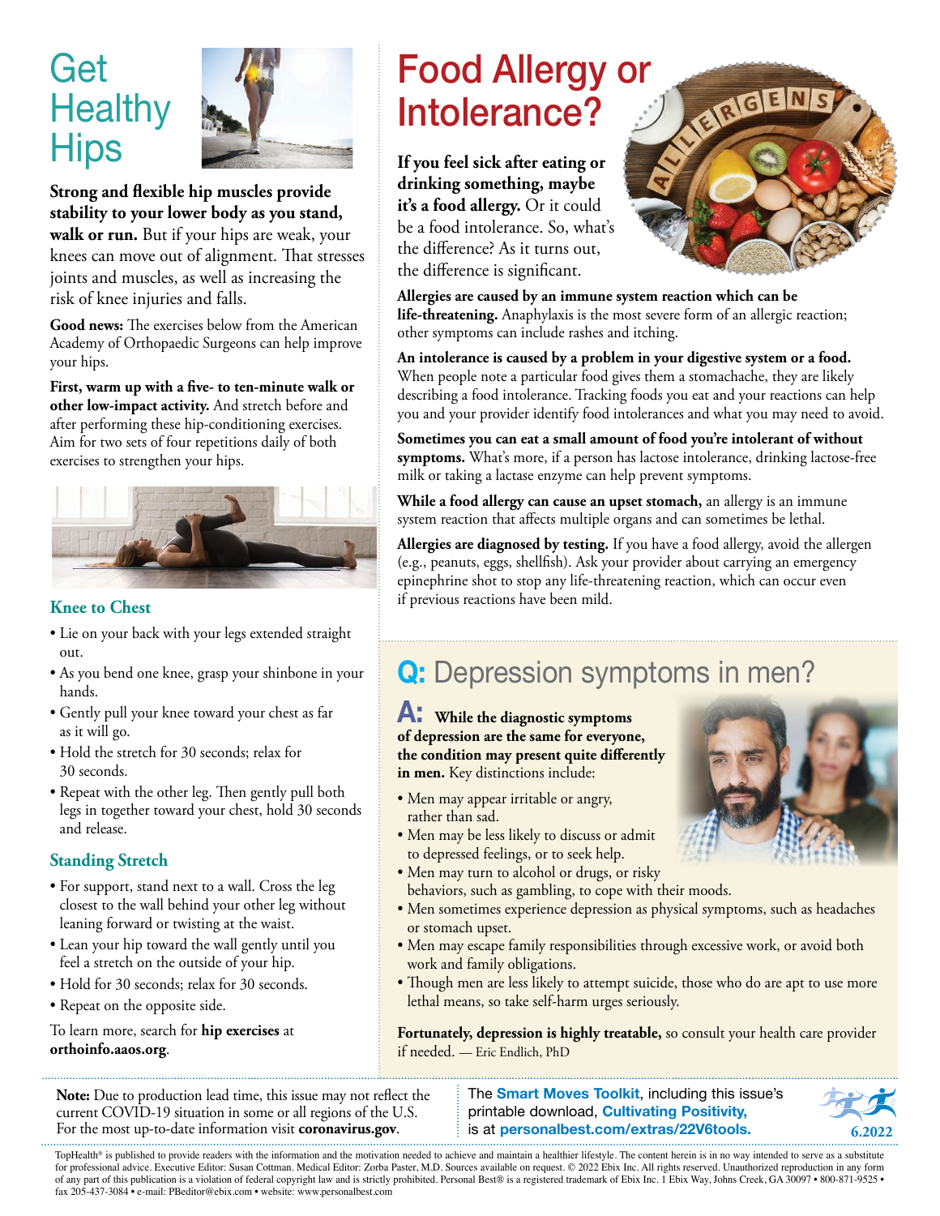# Get Healthy Hips

**Strong and flexible hip muscles provide stability to your lower body as you stand, walk or run.** But if your hips are weak, your knees can move out of alignment. That stresses joints and muscles, as well as increasing the risk of knee injuries and falls.

**Good news:** The exercises below from the American Academy of Orthopaedic Surgeons can help improve your hips.

**First, warm up with a five- to ten-minute walk or other low-impact activity.** And stretch before and after performing these hip-conditioning exercises. Aim for two sets of four repetitions daily of both exercises to strengthen your hips.

### Knee to Chest

- Lie on your back with your legs extended straight out.
- As you bend one knee, grasp your shinbone in your hands.
- Gently pull your knee toward your chest as far as it will go.
- Hold the stretch for 30 seconds; relax for 30 seconds.
- Repeat with the other leg. Then gently pull both legs in together toward your chest, hold 30 seconds and release.

### Standing Stretch

- For support, stand next to a wall. Cross the leg closest to the wall behind your other leg without leaning forward or twisting at the waist.
- Lean your hip toward the wall gently until you feel a stretch on the outside of your hip.
- Hold for 30 seconds; relax for 30 seconds.
- Repeat on the opposite side.

To learn more, search for **hip exercises** at **orthoinfo.aaos.org**.

# Food Allergy or Intolerance?

**If you feel sick after eating or drinking something, maybe it's a food allergy.** Or it could be a food intolerance. So, what's the difference? As it turns out, the difference is significant.

**Allergies are caused by an immune system reaction which can be life-threatening.** Anaphylaxis is the most severe form of an allergic reaction; other symptoms can include rashes and itching.

**An intolerance is caused by a problem in your digestive system or a food.** When people note a particular food gives them a stomachache, they are likely describing a food intolerance. Tracking foods you eat and your reactions can help you and your provider identify food intolerances and what you may need to avoid.

**Sometimes you can eat a small amount of food you're intolerant of without symptoms.** What's more, if a person has lactose intolerance, drinking lactose-free milk or taking a lactase enzyme can help prevent symptoms.

**While a food allergy can cause an upset stomach,** an allergy is an immune system reaction that affects multiple organs and can sometimes be lethal.

**Allergies are diagnosed by testing.** If you have a food allergy, avoid the allergen (e.g., peanuts, eggs, shellfish). Ask your provider about carrying an emergency epinephrine shot to stop any life-threatening reaction, which can occur even if previous reactions have been mild.

## Q: Depression symptoms in men?

**A: While the diagnostic symptoms of depression are the same for everyone, the condition may present quite differently in men.** Key distinctions include:

- Men may appear irritable or angry, rather than sad.
- Men may be less likely to discuss or admit to depressed feelings, or to seek help.
- Men may turn to alcohol or drugs, or risky behaviors, such as gambling, to cope with their moods.
- Men sometimes experience depression as physical symptoms, such as headaches or stomach upset.
- Men may escape family responsibilities through excessive work, or avoid both work and family obligations.
- Though men are less likely to attempt suicide, those who do are apt to use more lethal means, so take self-harm urges seriously.

**Fortunately, depression is highly treatable,** so consult your health care provider if needed. — Eric Endlich, PhD

**Note:** Due to production lead time, this issue may not reflect the current COVID-19 situation in some or all regions of the U.S. For the most up-to-date information visit **coronavirus.gov**.

The **Smart Moves Toolkit**, including this issue's printable download, **Cultivating Positivity,** is at **personalbest.com/extras/22V6tools.**

6.2022

TopHealth® is published to provide readers with the information and the motivation needed to achieve and maintain a healthier lifestyle. The content herein is in no way intended to serve as a substitute for professional advice. Executive Editor: Susan Cottman. Medical Editor: Zorba Paster, M.D. Sources available on request. © 2022 Ebix Inc. All rights reserved. Unauthorized reproduction in any form of any part of this publication is a violation of federal copyright law and is strictly prohibited. Personal Best® is a registered trademark of Ebix Inc. 1 Ebix Way, Johns Creek, GA 30097 • 800-871-9525 • fax 205-437-3084 • e-mail: PBeditor@ebix.com • website: www.personalbest.com